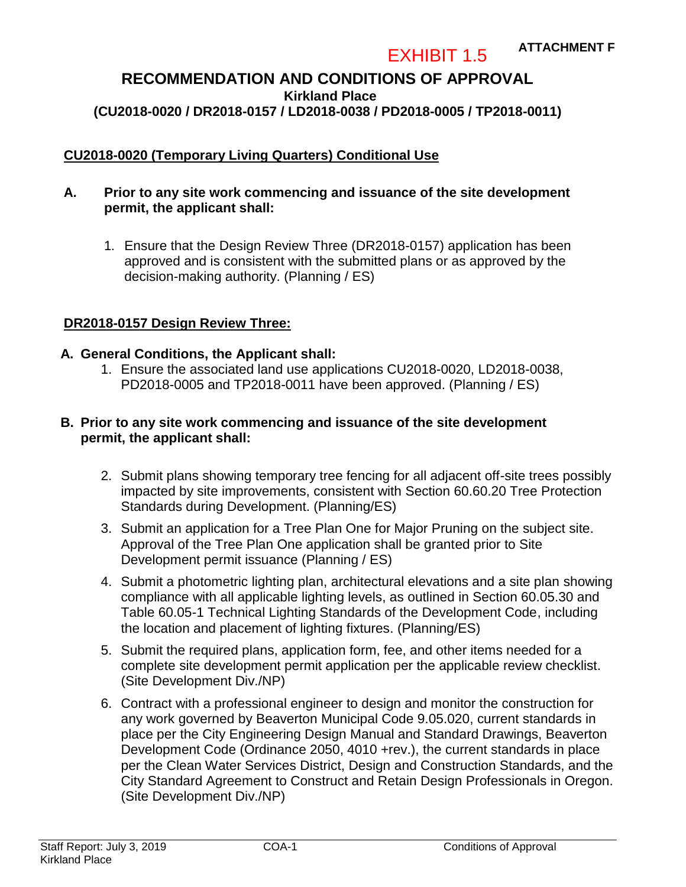EXHIBIT 1.5

**ATTACHMENT F**

# RECOMMENDATION AND CONDITIONS OF APPROVAL

**Kirkland Place**

**(CU2018-0020 / DR2018-0157 / LD2018-0038 / PD2018-0005 / TP2018-0011)**

## CU2018-0020 (Temporary Living Quarters) Conditional Use

**A. Prior to any site work commencing and issuance of the site development permit, the applicant shall:**

1. Ensure that the Design Review Three (DR2018-0157) application has been approved and is consistent with the submitted plans or as approved by the decision-making authority. (Planning / ES)

## DR2018-0157 Design Review Three:

**A. General Conditions, the Applicant shall:**

1. Ensure the associated land use applications CU2018-0020, LD2018-0038, PD2018-0005 and TP2018-0011 have been approved. (Planning / ES)

**B. Prior to any site work commencing and issuance of the site development permit, the applicant shall:**

2. Submit plans showing temporary tree fencing for all adjacent off-site trees possibly impacted by site improvements, consistent with Section 60.60.20 Tree Protection Standards during Development. (Planning/ES)
3. Submit an application for a Tree Plan One for Major Pruning on the subject site. Approval of the Tree Plan One application shall be granted prior to Site Development permit issuance (Planning / ES)
4. Submit a photometric lighting plan, architectural elevations and a site plan showing compliance with all applicable lighting levels, as outlined in Section 60.05.30 and Table 60.05-1 Technical Lighting Standards of the Development Code, including the location and placement of lighting fixtures. (Planning/ES)
5. Submit the required plans, application form, fee, and other items needed for a complete site development permit application per the applicable review checklist. (Site Development Div./NP)
6. Contract with a professional engineer to design and monitor the construction for any work governed by Beaverton Municipal Code 9.05.020, current standards in place per the City Engineering Design Manual and Standard Drawings, Beaverton Development Code (Ordinance 2050, 4010 +rev.), the current standards in place per the Clean Water Services District, Design and Construction Standards, and the City Standard Agreement to Construct and Retain Design Professionals in Oregon. (Site Development Div./NP)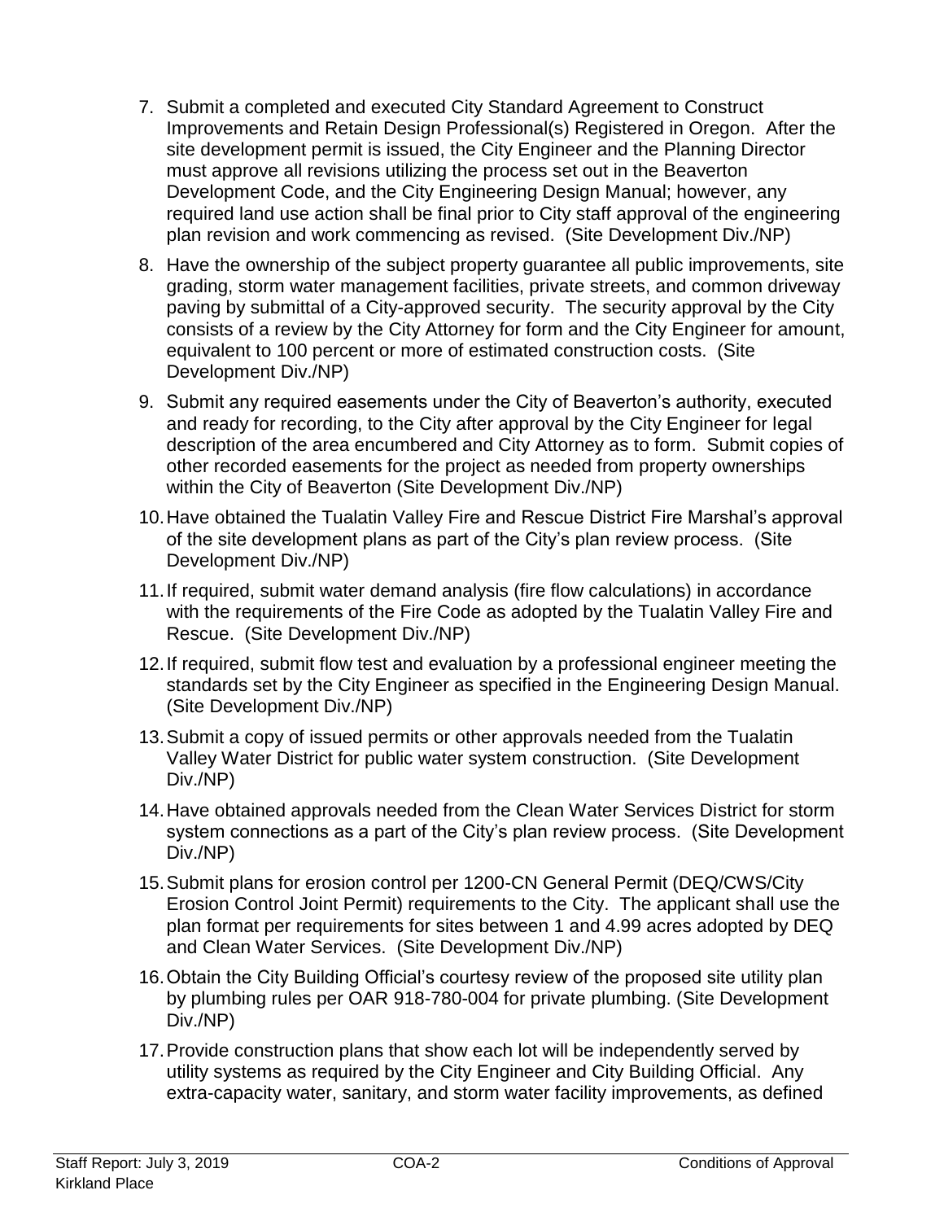7. Submit a completed and executed City Standard Agreement to Construct Improvements and Retain Design Professional(s) Registered in Oregon. After the site development permit is issued, the City Engineer and the Planning Director must approve all revisions utilizing the process set out in the Beaverton Development Code, and the City Engineering Design Manual; however, any required land use action shall be final prior to City staff approval of the engineering plan revision and work commencing as revised. (Site Development Div./NP)

8. Have the ownership of the subject property guarantee all public improvements, site grading, storm water management facilities, private streets, and common driveway paving by submittal of a City-approved security. The security approval by the City consists of a review by the City Attorney for form and the City Engineer for amount, equivalent to 100 percent or more of estimated construction costs. (Site Development Div./NP)

9. Submit any required easements under the City of Beaverton's authority, executed and ready for recording, to the City after approval by the City Engineer for legal description of the area encumbered and City Attorney as to form. Submit copies of other recorded easements for the project as needed from property ownerships within the City of Beaverton (Site Development Div./NP)

10. Have obtained the Tualatin Valley Fire and Rescue District Fire Marshal's approval of the site development plans as part of the City's plan review process. (Site Development Div./NP)

11. If required, submit water demand analysis (fire flow calculations) in accordance with the requirements of the Fire Code as adopted by the Tualatin Valley Fire and Rescue. (Site Development Div./NP)

12. If required, submit flow test and evaluation by a professional engineer meeting the standards set by the City Engineer as specified in the Engineering Design Manual. (Site Development Div./NP)

13. Submit a copy of issued permits or other approvals needed from the Tualatin Valley Water District for public water system construction. (Site Development Div./NP)

14. Have obtained approvals needed from the Clean Water Services District for storm system connections as a part of the City's plan review process. (Site Development Div./NP)

15. Submit plans for erosion control per 1200-CN General Permit (DEQ/CWS/City Erosion Control Joint Permit) requirements to the City. The applicant shall use the plan format per requirements for sites between 1 and 4.99 acres adopted by DEQ and Clean Water Services. (Site Development Div./NP)

16. Obtain the City Building Official's courtesy review of the proposed site utility plan by plumbing rules per OAR 918-780-004 for private plumbing. (Site Development Div./NP)

17. Provide construction plans that show each lot will be independently served by utility systems as required by the City Engineer and City Building Official. Any extra-capacity water, sanitary, and storm water facility improvements, as defined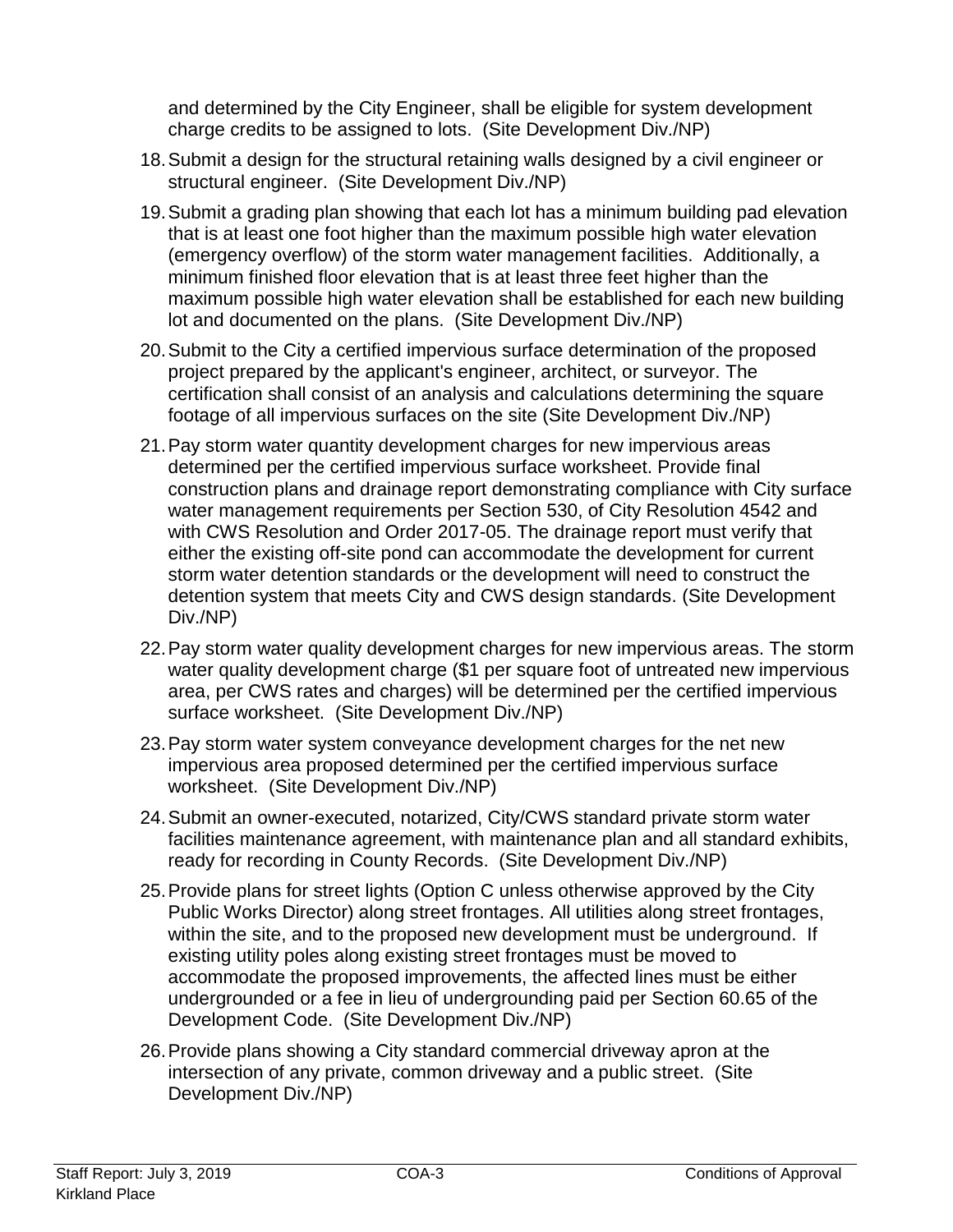and determined by the City Engineer, shall be eligible for system development charge credits to be assigned to lots. (Site Development Div./NP)

18. Submit a design for the structural retaining walls designed by a civil engineer or structural engineer. (Site Development Div./NP)

19. Submit a grading plan showing that each lot has a minimum building pad elevation that is at least one foot higher than the maximum possible high water elevation (emergency overflow) of the storm water management facilities. Additionally, a minimum finished floor elevation that is at least three feet higher than the maximum possible high water elevation shall be established for each new building lot and documented on the plans. (Site Development Div./NP)

20. Submit to the City a certified impervious surface determination of the proposed project prepared by the applicant's engineer, architect, or surveyor. The certification shall consist of an analysis and calculations determining the square footage of all impervious surfaces on the site (Site Development Div./NP)

21. Pay storm water quantity development charges for new impervious areas determined per the certified impervious surface worksheet. Provide final construction plans and drainage report demonstrating compliance with City surface water management requirements per Section 530, of City Resolution 4542 and with CWS Resolution and Order 2017-05. The drainage report must verify that either the existing off-site pond can accommodate the development for current storm water detention standards or the development will need to construct the detention system that meets City and CWS design standards. (Site Development Div./NP)

22. Pay storm water quality development charges for new impervious areas. The storm water quality development charge ($1 per square foot of untreated new impervious area, per CWS rates and charges) will be determined per the certified impervious surface worksheet. (Site Development Div./NP)

23. Pay storm water system conveyance development charges for the net new impervious area proposed determined per the certified impervious surface worksheet. (Site Development Div./NP)

24. Submit an owner-executed, notarized, City/CWS standard private storm water facilities maintenance agreement, with maintenance plan and all standard exhibits, ready for recording in County Records. (Site Development Div./NP)

25. Provide plans for street lights (Option C unless otherwise approved by the City Public Works Director) along street frontages. All utilities along street frontages, within the site, and to the proposed new development must be underground. If existing utility poles along existing street frontages must be moved to accommodate the proposed improvements, the affected lines must be either undergrounded or a fee in lieu of undergrounding paid per Section 60.65 of the Development Code. (Site Development Div./NP)

26. Provide plans showing a City standard commercial driveway apron at the intersection of any private, common driveway and a public street. (Site Development Div./NP)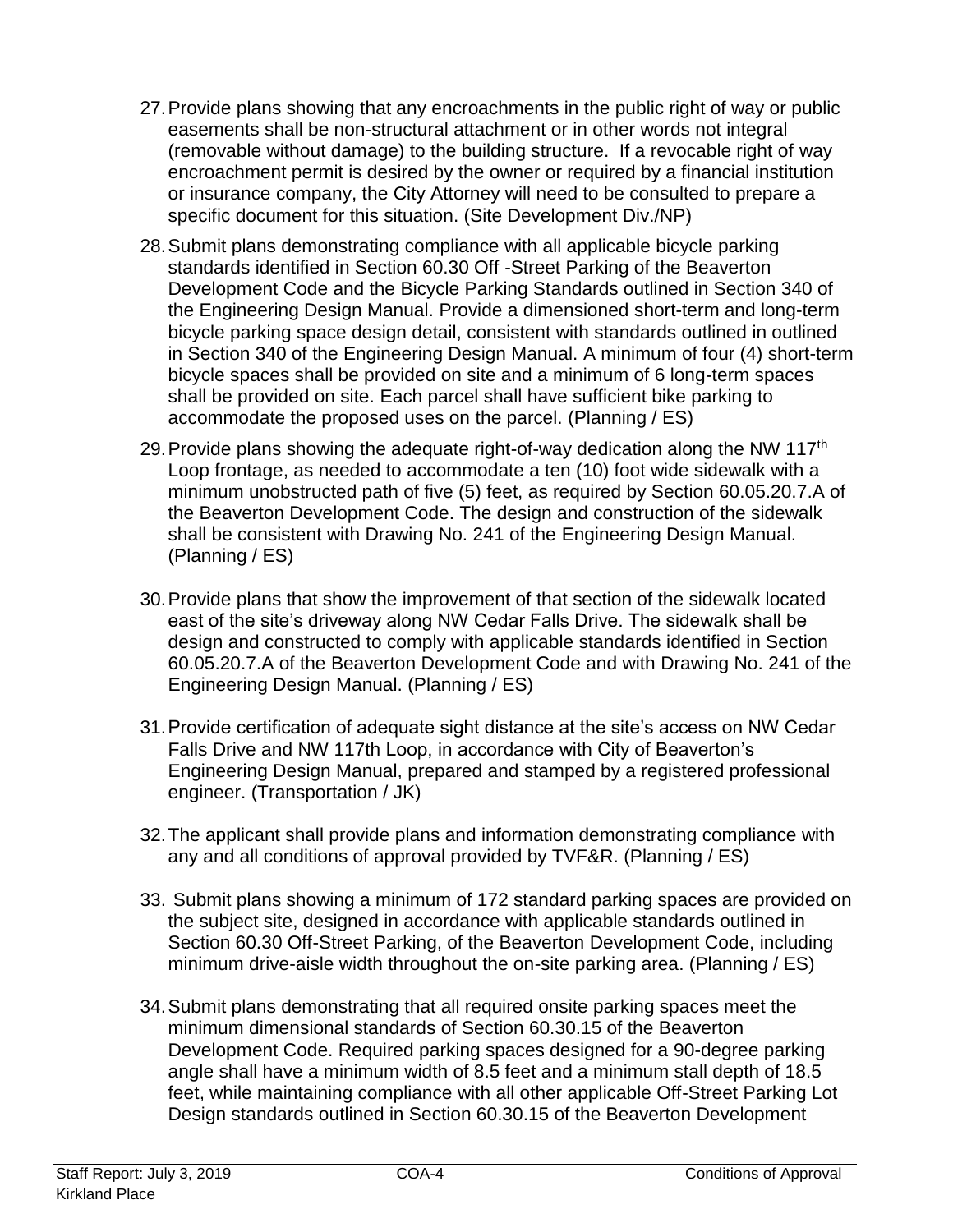27. Provide plans showing that any encroachments in the public right of way or public easements shall be non-structural attachment or in other words not integral (removable without damage) to the building structure. If a revocable right of way encroachment permit is desired by the owner or required by a financial institution or insurance company, the City Attorney will need to be consulted to prepare a specific document for this situation. (Site Development Div./NP)

28. Submit plans demonstrating compliance with all applicable bicycle parking standards identified in Section 60.30 Off -Street Parking of the Beaverton Development Code and the Bicycle Parking Standards outlined in Section 340 of the Engineering Design Manual. Provide a dimensioned short-term and long-term bicycle parking space design detail, consistent with standards outlined in outlined in Section 340 of the Engineering Design Manual. A minimum of four (4) short-term bicycle spaces shall be provided on site and a minimum of 6 long-term spaces shall be provided on site. Each parcel shall have sufficient bike parking to accommodate the proposed uses on the parcel. (Planning / ES)

29. Provide plans showing the adequate right-of-way dedication along the NW 117th Loop frontage, as needed to accommodate a ten (10) foot wide sidewalk with a minimum unobstructed path of five (5) feet, as required by Section 60.05.20.7.A of the Beaverton Development Code. The design and construction of the sidewalk shall be consistent with Drawing No. 241 of the Engineering Design Manual. (Planning / ES)

30. Provide plans that show the improvement of that section of the sidewalk located east of the site's driveway along NW Cedar Falls Drive. The sidewalk shall be design and constructed to comply with applicable standards identified in Section 60.05.20.7.A of the Beaverton Development Code and with Drawing No. 241 of the Engineering Design Manual. (Planning / ES)

31. Provide certification of adequate sight distance at the site's access on NW Cedar Falls Drive and NW 117th Loop, in accordance with City of Beaverton's Engineering Design Manual, prepared and stamped by a registered professional engineer. (Transportation / JK)

32. The applicant shall provide plans and information demonstrating compliance with any and all conditions of approval provided by TVF&R. (Planning / ES)

33. Submit plans showing a minimum of 172 standard parking spaces are provided on the subject site, designed in accordance with applicable standards outlined in Section 60.30 Off-Street Parking, of the Beaverton Development Code, including minimum drive-aisle width throughout the on-site parking area. (Planning / ES)

34. Submit plans demonstrating that all required onsite parking spaces meet the minimum dimensional standards of Section 60.30.15 of the Beaverton Development Code. Required parking spaces designed for a 90-degree parking angle shall have a minimum width of 8.5 feet and a minimum stall depth of 18.5 feet, while maintaining compliance with all other applicable Off-Street Parking Lot Design standards outlined in Section 60.30.15 of the Beaverton Development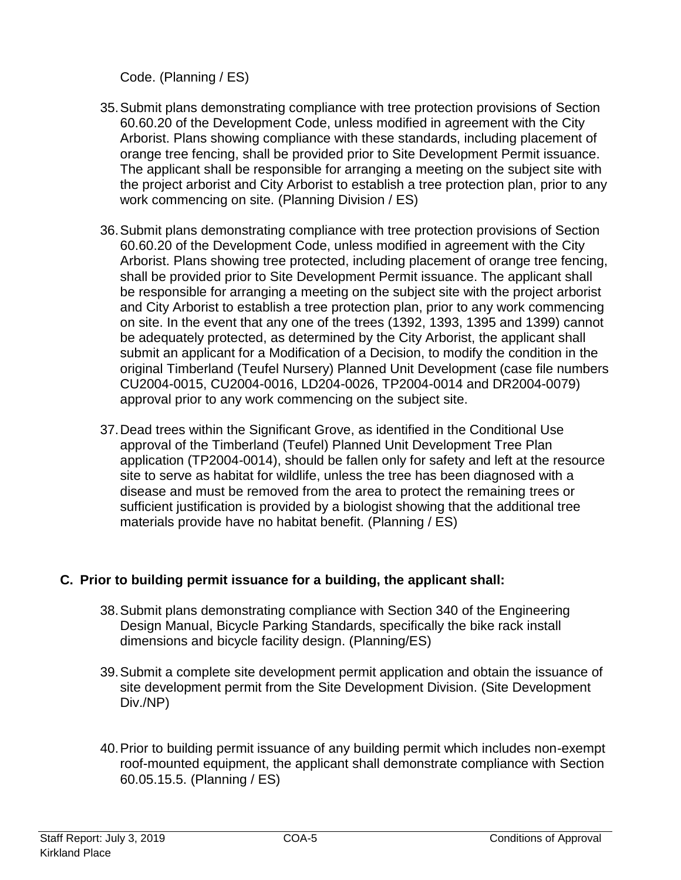Code. (Planning / ES)

35. Submit plans demonstrating compliance with tree protection provisions of Section 60.60.20 of the Development Code, unless modified in agreement with the City Arborist. Plans showing compliance with these standards, including placement of orange tree fencing, shall be provided prior to Site Development Permit issuance. The applicant shall be responsible for arranging a meeting on the subject site with the project arborist and City Arborist to establish a tree protection plan, prior to any work commencing on site. (Planning Division / ES)

36. Submit plans demonstrating compliance with tree protection provisions of Section 60.60.20 of the Development Code, unless modified in agreement with the City Arborist. Plans showing tree protected, including placement of orange tree fencing, shall be provided prior to Site Development Permit issuance. The applicant shall be responsible for arranging a meeting on the subject site with the project arborist and City Arborist to establish a tree protection plan, prior to any work commencing on site. In the event that any one of the trees (1392, 1393, 1395 and 1399) cannot be adequately protected, as determined by the City Arborist, the applicant shall submit an applicant for a Modification of a Decision, to modify the condition in the original Timberland (Teufel Nursery) Planned Unit Development (case file numbers CU2004-0015, CU2004-0016, LD204-0026, TP2004-0014 and DR2004-0079) approval prior to any work commencing on the subject site.

37. Dead trees within the Significant Grove, as identified in the Conditional Use approval of the Timberland (Teufel) Planned Unit Development Tree Plan application (TP2004-0014), should be fallen only for safety and left at the resource site to serve as habitat for wildlife, unless the tree has been diagnosed with a disease and must be removed from the area to protect the remaining trees or sufficient justification is provided by a biologist showing that the additional tree materials provide have no habitat benefit. (Planning / ES)

### C. Prior to building permit issuance for a building, the applicant shall:

38. Submit plans demonstrating compliance with Section 340 of the Engineering Design Manual, Bicycle Parking Standards, specifically the bike rack install dimensions and bicycle facility design. (Planning/ES)

39. Submit a complete site development permit application and obtain the issuance of site development permit from the Site Development Division. (Site Development Div./NP)

40. Prior to building permit issuance of any building permit which includes non-exempt roof-mounted equipment, the applicant shall demonstrate compliance with Section 60.05.15.5. (Planning / ES)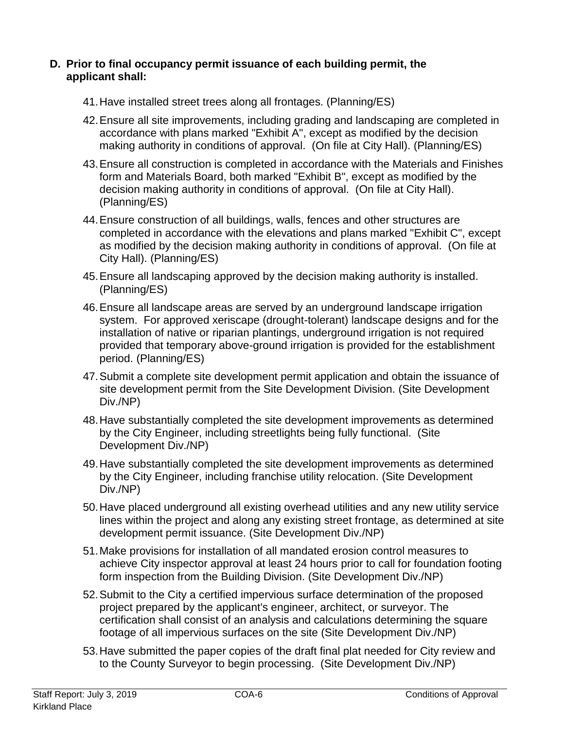**D. Prior to final occupancy permit issuance of each building permit, the applicant shall:**

41. Have installed street trees along all frontages. (Planning/ES)
42. Ensure all site improvements, including grading and landscaping are completed in accordance with plans marked "Exhibit A", except as modified by the decision making authority in conditions of approval. (On file at City Hall). (Planning/ES)
43. Ensure all construction is completed in accordance with the Materials and Finishes form and Materials Board, both marked "Exhibit B", except as modified by the decision making authority in conditions of approval. (On file at City Hall). (Planning/ES)
44. Ensure construction of all buildings, walls, fences and other structures are completed in accordance with the elevations and plans marked "Exhibit C", except as modified by the decision making authority in conditions of approval. (On file at City Hall). (Planning/ES)
45. Ensure all landscaping approved by the decision making authority is installed. (Planning/ES)
46. Ensure all landscape areas are served by an underground landscape irrigation system. For approved xeriscape (drought-tolerant) landscape designs and for the installation of native or riparian plantings, underground irrigation is not required provided that temporary above-ground irrigation is provided for the establishment period. (Planning/ES)
47. Submit a complete site development permit application and obtain the issuance of site development permit from the Site Development Division. (Site Development Div./NP)
48. Have substantially completed the site development improvements as determined by the City Engineer, including streetlights being fully functional. (Site Development Div./NP)
49. Have substantially completed the site development improvements as determined by the City Engineer, including franchise utility relocation. (Site Development Div./NP)
50. Have placed underground all existing overhead utilities and any new utility service lines within the project and along any existing street frontage, as determined at site development permit issuance. (Site Development Div./NP)
51. Make provisions for installation of all mandated erosion control measures to achieve City inspector approval at least 24 hours prior to call for foundation footing form inspection from the Building Division. (Site Development Div./NP)
52. Submit to the City a certified impervious surface determination of the proposed project prepared by the applicant's engineer, architect, or surveyor. The certification shall consist of an analysis and calculations determining the square footage of all impervious surfaces on the site (Site Development Div./NP)
53. Have submitted the paper copies of the draft final plat needed for City review and to the County Surveyor to begin processing. (Site Development Div./NP)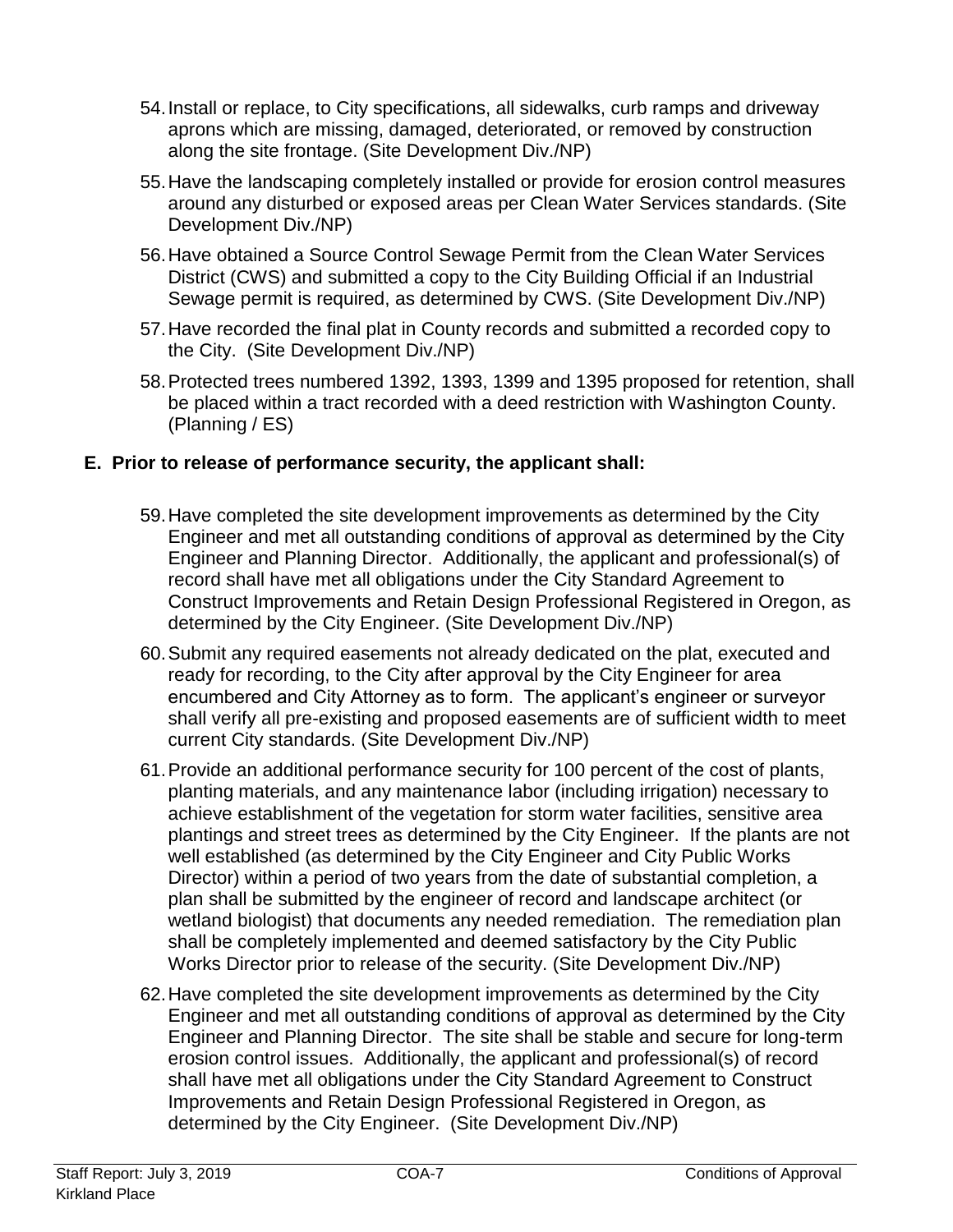54. Install or replace, to City specifications, all sidewalks, curb ramps and driveway aprons which are missing, damaged, deteriorated, or removed by construction along the site frontage. (Site Development Div./NP)

55. Have the landscaping completely installed or provide for erosion control measures around any disturbed or exposed areas per Clean Water Services standards. (Site Development Div./NP)

56. Have obtained a Source Control Sewage Permit from the Clean Water Services District (CWS) and submitted a copy to the City Building Official if an Industrial Sewage permit is required, as determined by CWS. (Site Development Div./NP)

57. Have recorded the final plat in County records and submitted a recorded copy to the City. (Site Development Div./NP)

58. Protected trees numbered 1392, 1393, 1399 and 1395 proposed for retention, shall be placed within a tract recorded with a deed restriction with Washington County. (Planning / ES)

## E. Prior to release of performance security, the applicant shall:

59. Have completed the site development improvements as determined by the City Engineer and met all outstanding conditions of approval as determined by the City Engineer and Planning Director. Additionally, the applicant and professional(s) of record shall have met all obligations under the City Standard Agreement to Construct Improvements and Retain Design Professional Registered in Oregon, as determined by the City Engineer. (Site Development Div./NP)

60. Submit any required easements not already dedicated on the plat, executed and ready for recording, to the City after approval by the City Engineer for area encumbered and City Attorney as to form. The applicant's engineer or surveyor shall verify all pre-existing and proposed easements are of sufficient width to meet current City standards. (Site Development Div./NP)

61. Provide an additional performance security for 100 percent of the cost of plants, planting materials, and any maintenance labor (including irrigation) necessary to achieve establishment of the vegetation for storm water facilities, sensitive area plantings and street trees as determined by the City Engineer. If the plants are not well established (as determined by the City Engineer and City Public Works Director) within a period of two years from the date of substantial completion, a plan shall be submitted by the engineer of record and landscape architect (or wetland biologist) that documents any needed remediation. The remediation plan shall be completely implemented and deemed satisfactory by the City Public Works Director prior to release of the security. (Site Development Div./NP)

62. Have completed the site development improvements as determined by the City Engineer and met all outstanding conditions of approval as determined by the City Engineer and Planning Director. The site shall be stable and secure for long-term erosion control issues. Additionally, the applicant and professional(s) of record shall have met all obligations under the City Standard Agreement to Construct Improvements and Retain Design Professional Registered in Oregon, as determined by the City Engineer. (Site Development Div./NP)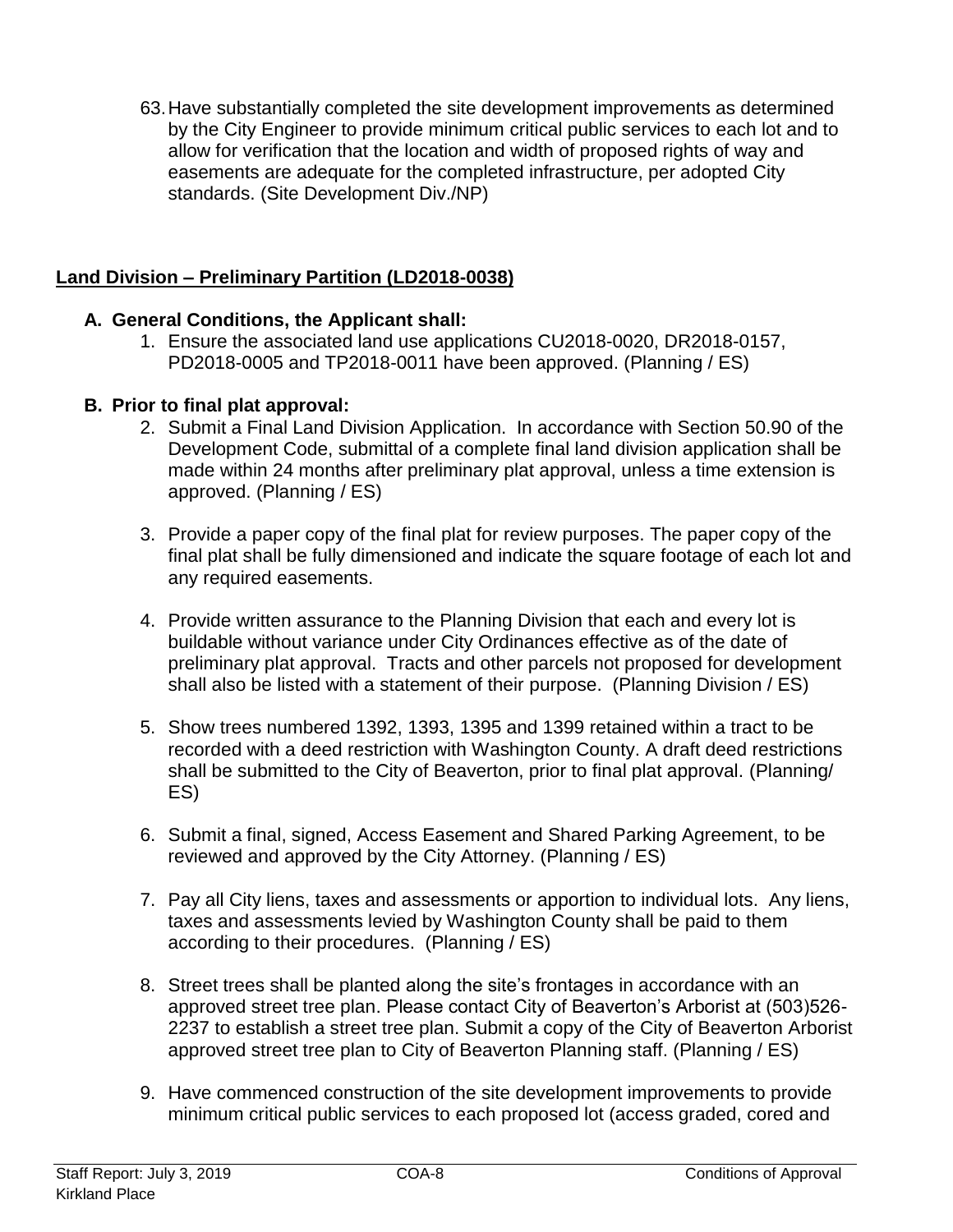63. Have substantially completed the site development improvements as determined by the City Engineer to provide minimum critical public services to each lot and to allow for verification that the location and width of proposed rights of way and easements are adequate for the completed infrastructure, per adopted City standards. (Site Development Div./NP)

## **Land Division – Preliminary Partition (LD2018-0038)**

### A. General Conditions, the Applicant shall:

1. Ensure the associated land use applications CU2018-0020, DR2018-0157, PD2018-0005 and TP2018-0011 have been approved. (Planning / ES)

### B. Prior to final plat approval:

2. Submit a Final Land Division Application. In accordance with Section 50.90 of the Development Code, submittal of a complete final land division application shall be made within 24 months after preliminary plat approval, unless a time extension is approved. (Planning / ES)

3. Provide a paper copy of the final plat for review purposes. The paper copy of the final plat shall be fully dimensioned and indicate the square footage of each lot and any required easements.

4. Provide written assurance to the Planning Division that each and every lot is buildable without variance under City Ordinances effective as of the date of preliminary plat approval. Tracts and other parcels not proposed for development shall also be listed with a statement of their purpose. (Planning Division / ES)

5. Show trees numbered 1392, 1393, 1395 and 1399 retained within a tract to be recorded with a deed restriction with Washington County. A draft deed restrictions shall be submitted to the City of Beaverton, prior to final plat approval. (Planning/ ES)

6. Submit a final, signed, Access Easement and Shared Parking Agreement, to be reviewed and approved by the City Attorney. (Planning / ES)

7. Pay all City liens, taxes and assessments or apportion to individual lots. Any liens, taxes and assessments levied by Washington County shall be paid to them according to their procedures. (Planning / ES)

8. Street trees shall be planted along the site's frontages in accordance with an approved street tree plan. Please contact City of Beaverton's Arborist at (503)526-2237 to establish a street tree plan. Submit a copy of the City of Beaverton Arborist approved street tree plan to City of Beaverton Planning staff. (Planning / ES)

9. Have commenced construction of the site development improvements to provide minimum critical public services to each proposed lot (access graded, cored and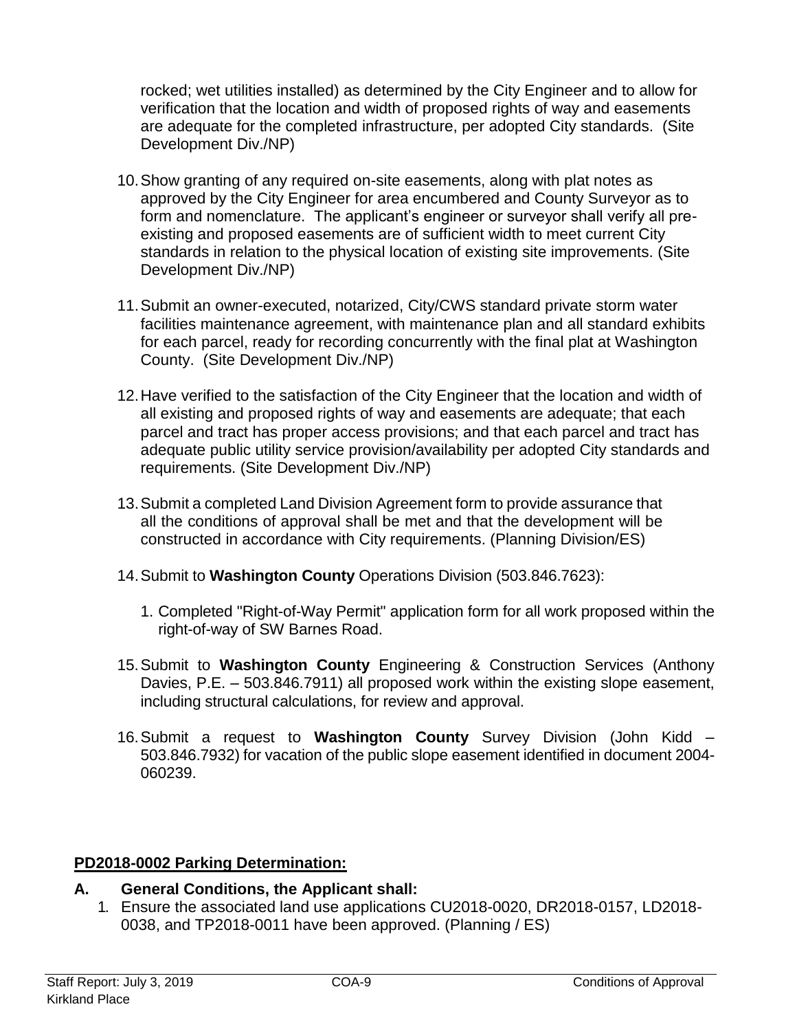rocked; wet utilities installed) as determined by the City Engineer and to allow for verification that the location and width of proposed rights of way and easements are adequate for the completed infrastructure, per adopted City standards. (Site Development Div./NP)

10. Show granting of any required on-site easements, along with plat notes as approved by the City Engineer for area encumbered and County Surveyor as to form and nomenclature. The applicant's engineer or surveyor shall verify all pre-existing and proposed easements are of sufficient width to meet current City standards in relation to the physical location of existing site improvements. (Site Development Div./NP)

11. Submit an owner-executed, notarized, City/CWS standard private storm water facilities maintenance agreement, with maintenance plan and all standard exhibits for each parcel, ready for recording concurrently with the final plat at Washington County. (Site Development Div./NP)

12. Have verified to the satisfaction of the City Engineer that the location and width of all existing and proposed rights of way and easements are adequate; that each parcel and tract has proper access provisions; and that each parcel and tract has adequate public utility service provision/availability per adopted City standards and requirements. (Site Development Div./NP)

13. Submit a completed Land Division Agreement form to provide assurance that all the conditions of approval shall be met and that the development will be constructed in accordance with City requirements. (Planning Division/ES)

14. Submit to **Washington County** Operations Division (503.846.7623):

    1. Completed "Right-of-Way Permit" application form for all work proposed within the right-of-way of SW Barnes Road.

15. Submit to **Washington County** Engineering & Construction Services (Anthony Davies, P.E. – 503.846.7911) all proposed work within the existing slope easement, including structural calculations, for review and approval.

16. Submit a request to **Washington County** Survey Division (John Kidd – 503.846.7932) for vacation of the public slope easement identified in document 2004-060239.

**PD2018-0002 Parking Determination:**

**A. General Conditions, the Applicant shall:**

1. Ensure the associated land use applications CU2018-0020, DR2018-0157, LD2018-0038, and TP2018-0011 have been approved. (Planning / ES)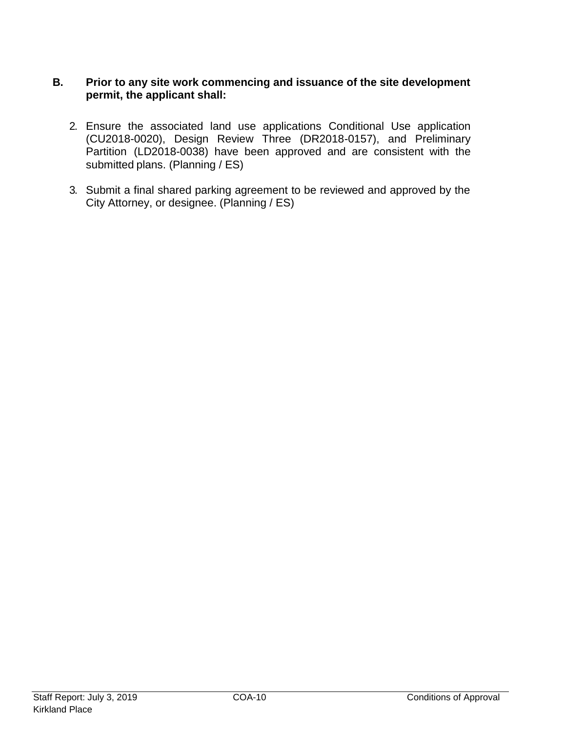**B. Prior to any site work commencing and issuance of the site development permit, the applicant shall:**

2. Ensure the associated land use applications Conditional Use application (CU2018-0020), Design Review Three (DR2018-0157), and Preliminary Partition (LD2018-0038) have been approved and are consistent with the submitted plans. (Planning / ES)

3. Submit a final shared parking agreement to be reviewed and approved by the City Attorney, or designee. (Planning / ES)